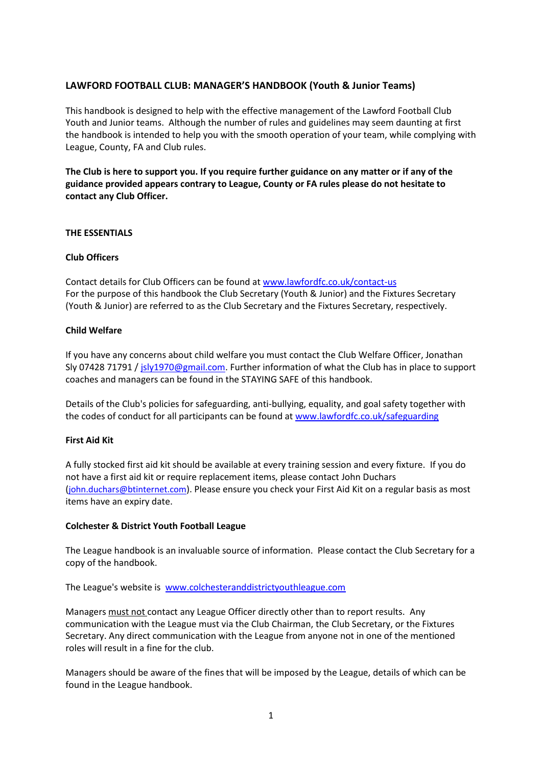# LAWFORD FOOTBALL CLUB: MANAGER'S HANDBOOK (Youth & Junior Teams)

This handbook is designed to help with the effective management of the Lawford Football Club Youth and Junior teams. Although the number of rules and guidelines may seem daunting at first the handbook is intended to help you with the smooth operation of your team, while complying with League, County, FA and Club rules.

**The Club is here to support you. If you require further guidance on any matter or if any of the guidance provided appears contrary to League, County or FA rules please do not hesitate to contact any Club Officer.**

## THE ESSENTIALS

### Club Officers

Contact details for Club Officers can be found at [www.lawfordfc.co.uk/contact-us](http://www.lawfordfc.co.uk/contact-us)
For the purpose of this handbook the Club Secretary (Youth & Junior) and the Fixtures Secretary (Youth & Junior) are referred to as the Club Secretary and the Fixtures Secretary, respectively.

### Child Welfare

If you have any concerns about child welfare you must contact the Club Welfare Officer, Jonathan Sly 07428 71791 / [jsly1970@gmail.com](mailto:jsly1970@gmail.com). Further information of what the Club has in place to support coaches and managers can be found in the STAYING SAFE of this handbook.

Details of the Club's policies for safeguarding, anti-bullying, equality, and goal safety together with the codes of conduct for all participants can be found at [www.lawfordfc.co.uk/safeguarding](http://www.lawfordfc.co.uk/safeguarding)

### First Aid Kit

A fully stocked first aid kit should be available at every training session and every fixture. If you do not have a first aid kit or require replacement items, please contact John Duchars ([john.duchars@btinternet.com](mailto:john.duchars@btinternet.com)). Please ensure you check your First Aid Kit on a regular basis as most items have an expiry date.

### Colchester & District Youth Football League

The League handbook is an invaluable source of information. Please contact the Club Secretary for a copy of the handbook.

The League's website is [www.colchesteranddistrictyouthleague.com](http://www.colchesteranddistrictyouthleague.com)

Managers must not contact any League Officer directly other than to report results. Any communication with the League must via the Club Chairman, the Club Secretary, or the Fixtures Secretary. Any direct communication with the League from anyone not in one of the mentioned roles will result in a fine for the club.

Managers should be aware of the fines that will be imposed by the League, details of which can be found in the League handbook.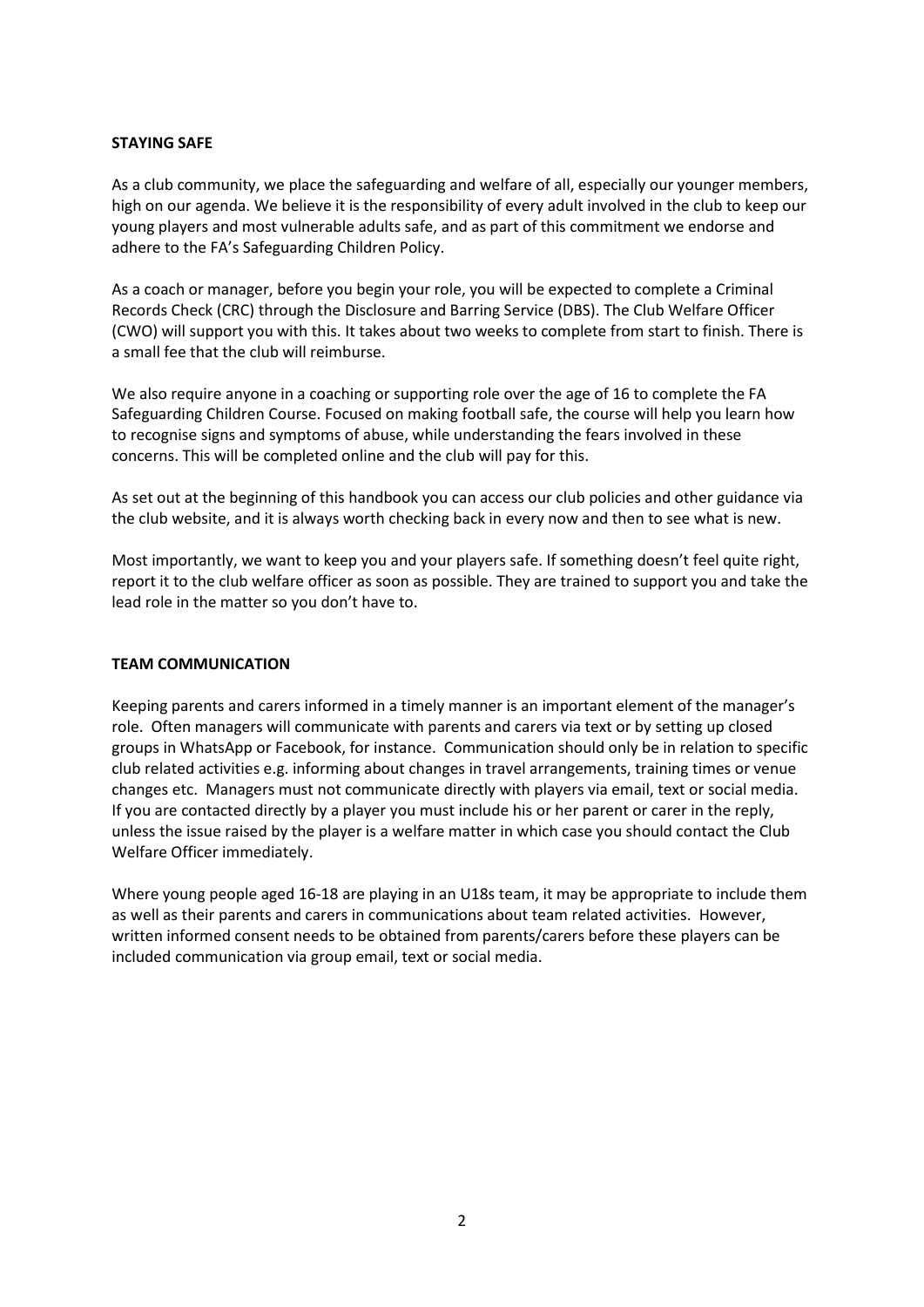**STAYING SAFE**

As a club community, we place the safeguarding and welfare of all, especially our younger members, high on our agenda. We believe it is the responsibility of every adult involved in the club to keep our young players and most vulnerable adults safe, and as part of this commitment we endorse and adhere to the FA's Safeguarding Children Policy.

As a coach or manager, before you begin your role, you will be expected to complete a Criminal Records Check (CRC) through the Disclosure and Barring Service (DBS). The Club Welfare Officer (CWO) will support you with this. It takes about two weeks to complete from start to finish. There is a small fee that the club will reimburse.

We also require anyone in a coaching or supporting role over the age of 16 to complete the FA Safeguarding Children Course. Focused on making football safe, the course will help you learn how to recognise signs and symptoms of abuse, while understanding the fears involved in these concerns. This will be completed online and the club will pay for this.

As set out at the beginning of this handbook you can access our club policies and other guidance via the club website, and it is always worth checking back in every now and then to see what is new.

Most importantly, we want to keep you and your players safe. If something doesn't feel quite right, report it to the club welfare officer as soon as possible. They are trained to support you and take the lead role in the matter so you don't have to.

**TEAM COMMUNICATION**

Keeping parents and carers informed in a timely manner is an important element of the manager's role. Often managers will communicate with parents and carers via text or by setting up closed groups in WhatsApp or Facebook, for instance. Communication should only be in relation to specific club related activities e.g. informing about changes in travel arrangements, training times or venue changes etc. Managers must not communicate directly with players via email, text or social media. If you are contacted directly by a player you must include his or her parent or carer in the reply, unless the issue raised by the player is a welfare matter in which case you should contact the Club Welfare Officer immediately.

Where young people aged 16-18 are playing in an U18s team, it may be appropriate to include them as well as their parents and carers in communications about team related activities. However, written informed consent needs to be obtained from parents/carers before these players can be included communication via group email, text or social media.